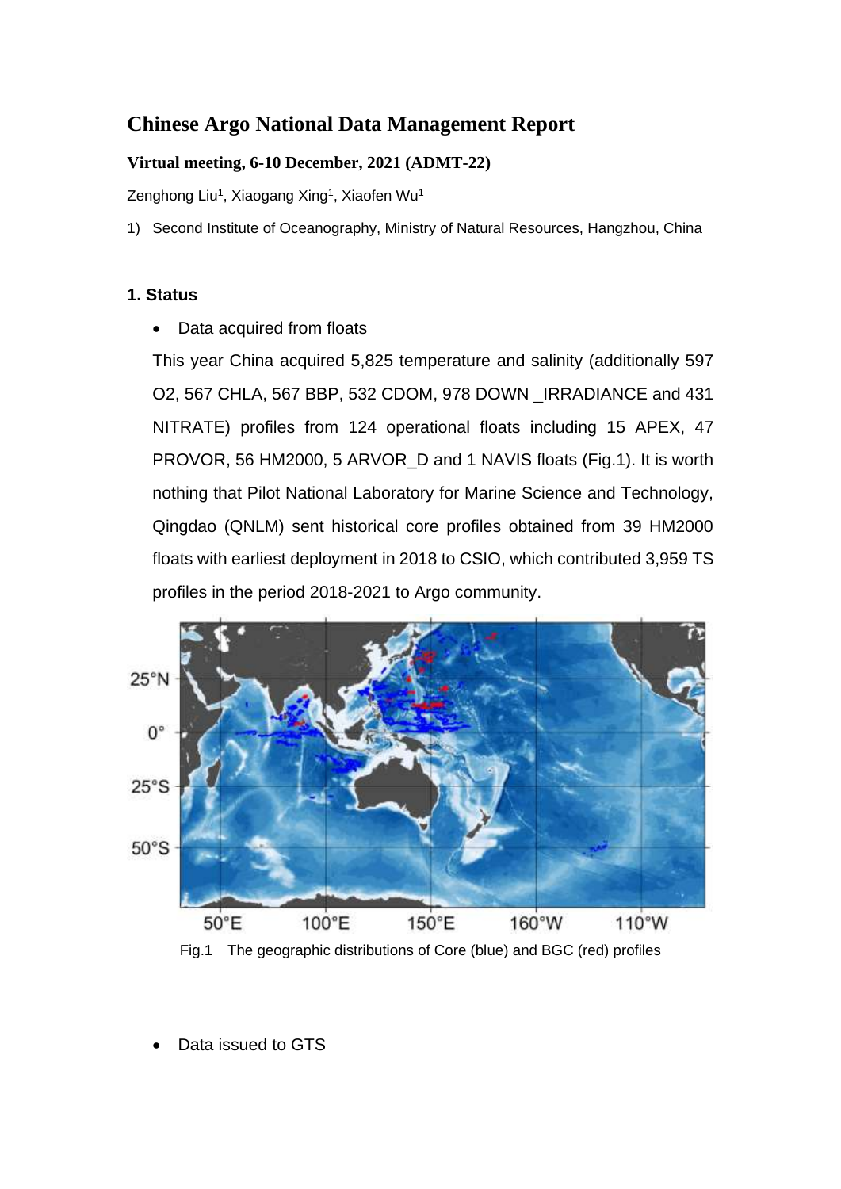# Chinese Argo National Data Management Report

**Virtual meeting, 6-10 December, 2021 (ADMT-22)**

Zenghong Liu[1], Xiaogang Xing[1], Xiaofen Wu[1]

1) Second Institute of Oceanography, Ministry of Natural Resources, Hangzhou, China

## 1. Status

- Data acquired from floats

This year China acquired 5,825 temperature and salinity (additionally 597 O2, 567 CHLA, 567 BBP, 532 CDOM, 978 DOWN _IRRADIANCE and 431 NITRATE) profiles from 124 operational floats including 15 APEX, 47 PROVOR, 56 HM2000, 5 ARVOR_D and 1 NAVIS floats (Fig.1). It is worth nothing that Pilot National Laboratory for Marine Science and Technology, Qingdao (QNLM) sent historical core profiles obtained from 39 HM2000 floats with earliest deployment in 2018 to CSIO, which contributed 3,959 TS profiles in the period 2018-2021 to Argo community.

Fig.1 The geographic distributions of Core (blue) and BGC (red) profiles

- Data issued to GTS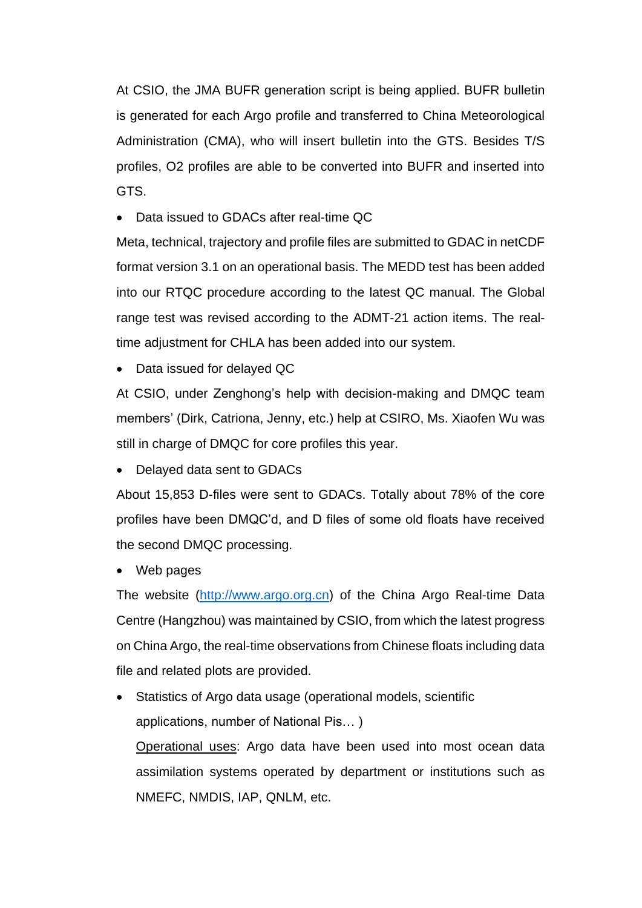At CSIO, the JMA BUFR generation script is being applied. BUFR bulletin is generated for each Argo profile and transferred to China Meteorological Administration (CMA), who will insert bulletin into the GTS. Besides T/S profiles, O2 profiles are able to be converted into BUFR and inserted into GTS.

- Data issued to GDACs after real-time QC

Meta, technical, trajectory and profile files are submitted to GDAC in netCDF format version 3.1 on an operational basis. The MEDD test has been added into our RTQC procedure according to the latest QC manual. The Global range test was revised according to the ADMT-21 action items. The real-time adjustment for CHLA has been added into our system.

- Data issued for delayed QC

At CSIO, under Zenghong's help with decision-making and DMQC team members' (Dirk, Catriona, Jenny, etc.) help at CSIRO, Ms. Xiaofen Wu was still in charge of DMQC for core profiles this year.

- Delayed data sent to GDACs

About 15,853 D-files were sent to GDACs. Totally about 78% of the core profiles have been DMQC'd, and D files of some old floats have received the second DMQC processing.

- Web pages

The website (http://www.argo.org.cn) of the China Argo Real-time Data Centre (Hangzhou) was maintained by CSIO, from which the latest progress on China Argo, the real-time observations from Chinese floats including data file and related plots are provided.

- Statistics of Argo data usage (operational models, scientific applications, number of National Pis… )

  Operational uses: Argo data have been used into most ocean data assimilation systems operated by department or institutions such as NMEFC, NMDIS, IAP, QNLM, etc.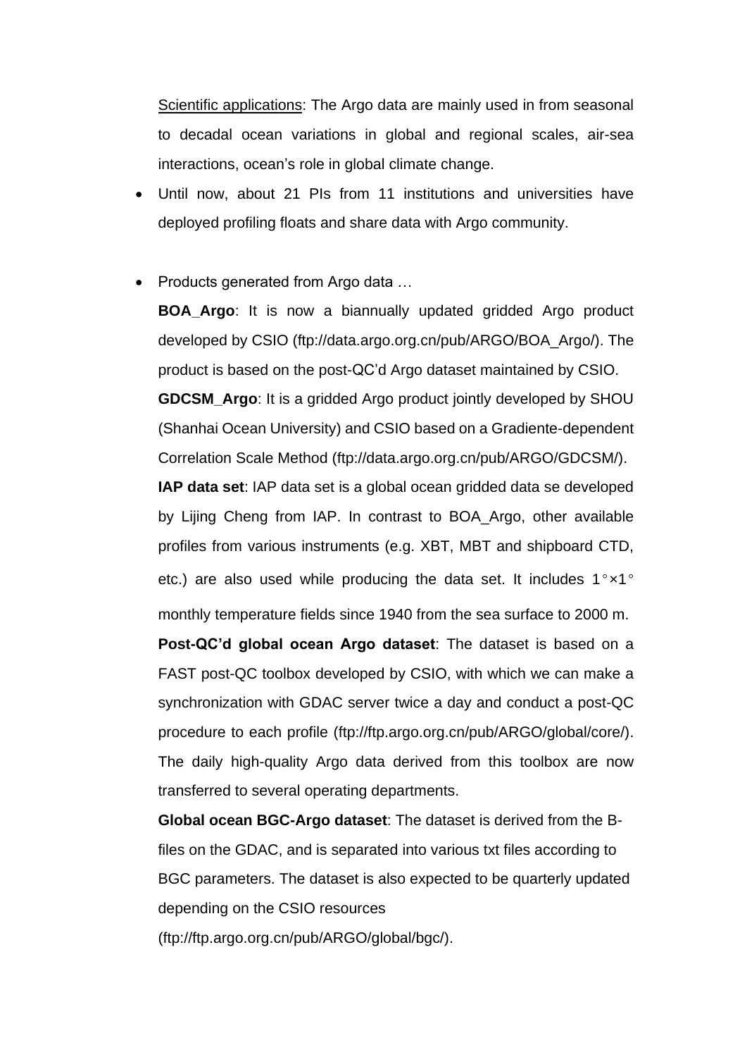Scientific applications: The Argo data are mainly used in from seasonal to decadal ocean variations in global and regional scales, air-sea interactions, ocean's role in global climate change.

- Until now, about 21 PIs from 11 institutions and universities have deployed profiling floats and share data with Argo community.

- Products generated from Argo data …

  **BOA_Argo**: It is now a biannually updated gridded Argo product developed by CSIO (ftp://data.argo.org.cn/pub/ARGO/BOA_Argo/). The product is based on the post-QC'd Argo dataset maintained by CSIO.

  **GDCSM_Argo**: It is a gridded Argo product jointly developed by SHOU (Shanhai Ocean University) and CSIO based on a Gradiente-dependent Correlation Scale Method (ftp://data.argo.org.cn/pub/ARGO/GDCSM/).

  **IAP data set**: IAP data set is a global ocean gridded data se developed by Lijing Cheng from IAP. In contrast to BOA_Argo, other available profiles from various instruments (e.g. XBT, MBT and shipboard CTD, etc.) are also used while producing the data set. It includes 1°×1° monthly temperature fields since 1940 from the sea surface to 2000 m.

  **Post-QC'd global ocean Argo dataset**: The dataset is based on a FAST post-QC toolbox developed by CSIO, with which we can make a synchronization with GDAC server twice a day and conduct a post-QC procedure to each profile (ftp://ftp.argo.org.cn/pub/ARGO/global/core/). The daily high-quality Argo data derived from this toolbox are now transferred to several operating departments.

  **Global ocean BGC-Argo dataset**: The dataset is derived from the B-files on the GDAC, and is separated into various txt files according to BGC parameters. The dataset is also expected to be quarterly updated depending on the CSIO resources (ftp://ftp.argo.org.cn/pub/ARGO/global/bgc/).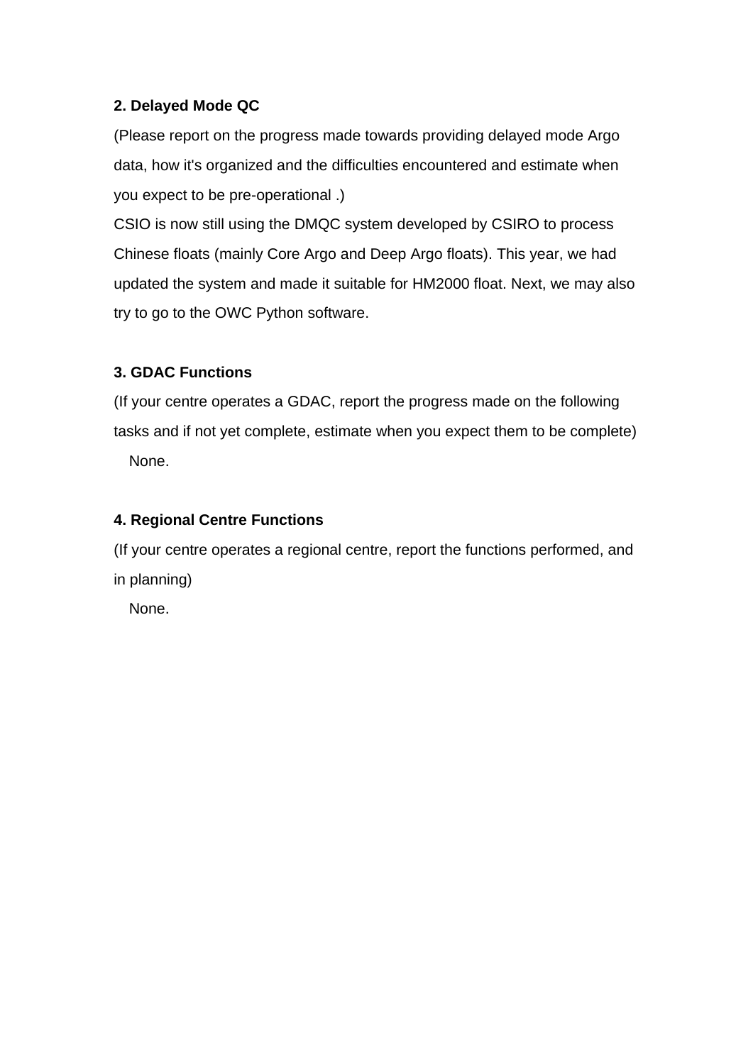**2. Delayed Mode QC**

(Please report on the progress made towards providing delayed mode Argo data, how it's organized and the difficulties encountered and estimate when you expect to be pre-operational .)

CSIO is now still using the DMQC system developed by CSIRO to process Chinese floats (mainly Core Argo and Deep Argo floats). This year, we had updated the system and made it suitable for HM2000 float. Next, we may also try to go to the OWC Python software.

**3. GDAC Functions**

(If your centre operates a GDAC, report the progress made on the following tasks and if not yet complete, estimate when you expect them to be complete)

None.

**4. Regional Centre Functions**

(If your centre operates a regional centre, report the functions performed, and in planning)

None.